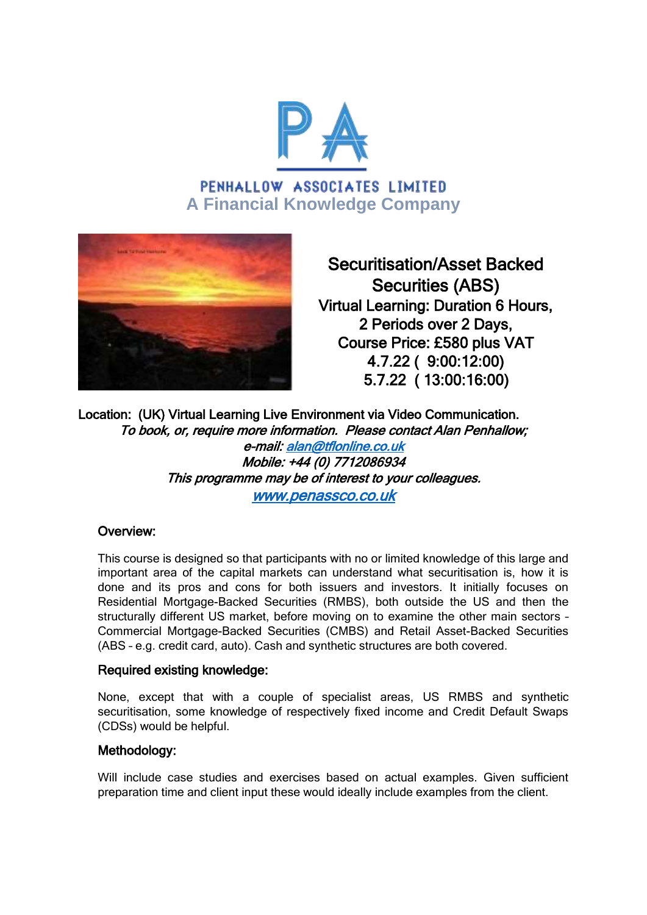**PENHALLOW ASSOCIATES LIMITED**

**A Financial Knowledge Company**

# Securitisation/Asset Backed Securities (ABS)

**Virtual Learning: Duration 6 Hours,**
**2 Periods over 2 Days,**
**Course Price: £580 plus VAT**
**4.7.22 ( 9:00:12:00)**
**5.7.22 ( 13:00:16:00)**

**Location: (UK) Virtual Learning Live Environment via Video Communication.**

***To book, or, require more information. Please contact Alan Penhallow;***
***e-mail: alan@tflonline.co.uk***
***Mobile: +44 (0) 7712086934***
***This programme may be of interest to your colleagues.***
***www.penassco.co.uk***

## Overview:

This course is designed so that participants with no or limited knowledge of this large and important area of the capital markets can understand what securitisation is, how it is done and its pros and cons for both issuers and investors. It initially focuses on Residential Mortgage-Backed Securities (RMBS), both outside the US and then the structurally different US market, before moving on to examine the other main sectors – Commercial Mortgage-Backed Securities (CMBS) and Retail Asset-Backed Securities (ABS – e.g. credit card, auto). Cash and synthetic structures are both covered.

## Required existing knowledge:

None, except that with a couple of specialist areas, US RMBS and synthetic securitisation, some knowledge of respectively fixed income and Credit Default Swaps (CDSs) would be helpful.

## Methodology:

Will include case studies and exercises based on actual examples. Given sufficient preparation time and client input these would ideally include examples from the client.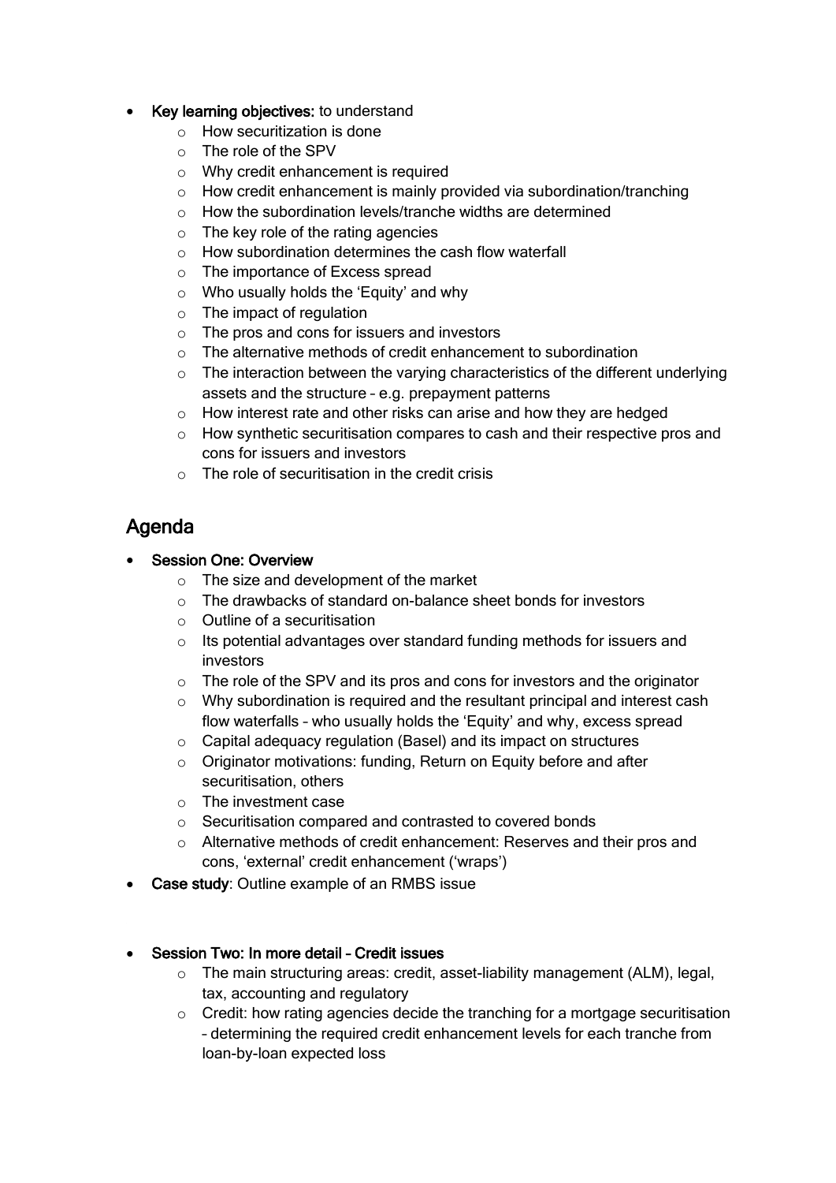- **Key learning objectives:** to understand
    - How securitization is done
    - The role of the SPV
    - Why credit enhancement is required
    - How credit enhancement is mainly provided via subordination/tranching
    - How the subordination levels/tranche widths are determined
    - The key role of the rating agencies
    - How subordination determines the cash flow waterfall
    - The importance of Excess spread
    - Who usually holds the 'Equity' and why
    - The impact of regulation
    - The pros and cons for issuers and investors
    - The alternative methods of credit enhancement to subordination
    - The interaction between the varying characteristics of the different underlying assets and the structure – e.g. prepayment patterns
    - How interest rate and other risks can arise and how they are hedged
    - How synthetic securitisation compares to cash and their respective pros and cons for issuers and investors
    - The role of securitisation in the credit crisis

## Agenda

- **Session One: Overview**
    - The size and development of the market
    - The drawbacks of standard on-balance sheet bonds for investors
    - Outline of a securitisation
    - Its potential advantages over standard funding methods for issuers and investors
    - The role of the SPV and its pros and cons for investors and the originator
    - Why subordination is required and the resultant principal and interest cash flow waterfalls – who usually holds the 'Equity' and why, excess spread
    - Capital adequacy regulation (Basel) and its impact on structures
    - Originator motivations: funding, Return on Equity before and after securitisation, others
    - The investment case
    - Securitisation compared and contrasted to covered bonds
    - Alternative methods of credit enhancement: Reserves and their pros and cons, 'external' credit enhancement ('wraps')
- **Case study**: Outline example of an RMBS issue

- **Session Two: In more detail – Credit issues**
    - The main structuring areas: credit, asset-liability management (ALM), legal, tax, accounting and regulatory
    - Credit: how rating agencies decide the tranching for a mortgage securitisation – determining the required credit enhancement levels for each tranche from loan-by-loan expected loss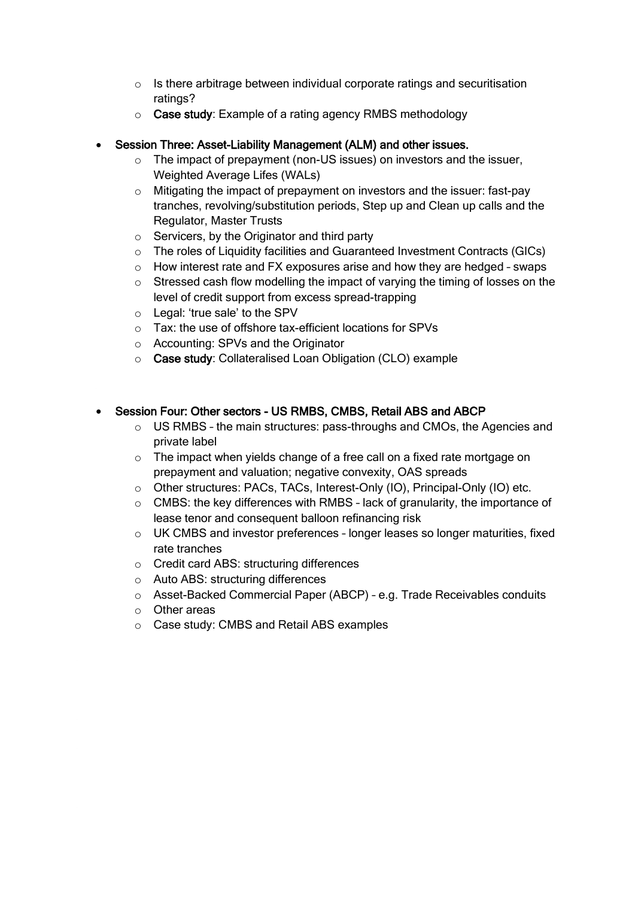- Is there arbitrage between individual corporate ratings and securitisation ratings?
- **Case study**: Example of a rating agency RMBS methodology

- **Session Three: Asset-Liability Management (ALM) and other issues.**
  - The impact of prepayment (non-US issues) on investors and the issuer, Weighted Average Lifes (WALs)
  - Mitigating the impact of prepayment on investors and the issuer: fast-pay tranches, revolving/substitution periods, Step up and Clean up calls and the Regulator, Master Trusts
  - Servicers, by the Originator and third party
  - The roles of Liquidity facilities and Guaranteed Investment Contracts (GICs)
  - How interest rate and FX exposures arise and how they are hedged – swaps
  - Stressed cash flow modelling the impact of varying the timing of losses on the level of credit support from excess spread-trapping
  - Legal: 'true sale' to the SPV
  - Tax: the use of offshore tax-efficient locations for SPVs
  - Accounting: SPVs and the Originator
  - **Case study**: Collateralised Loan Obligation (CLO) example

- **Session Four: Other sectors - US RMBS, CMBS, Retail ABS and ABCP**
  - US RMBS – the main structures: pass-throughs and CMOs, the Agencies and private label
  - The impact when yields change of a free call on a fixed rate mortgage on prepayment and valuation; negative convexity, OAS spreads
  - Other structures: PACs, TACs, Interest-Only (IO), Principal-Only (IO) etc.
  - CMBS: the key differences with RMBS – lack of granularity, the importance of lease tenor and consequent balloon refinancing risk
  - UK CMBS and investor preferences – longer leases so longer maturities, fixed rate tranches
  - Credit card ABS: structuring differences
  - Auto ABS: structuring differences
  - Asset-Backed Commercial Paper (ABCP) – e.g. Trade Receivables conduits
  - Other areas
  - Case study: CMBS and Retail ABS examples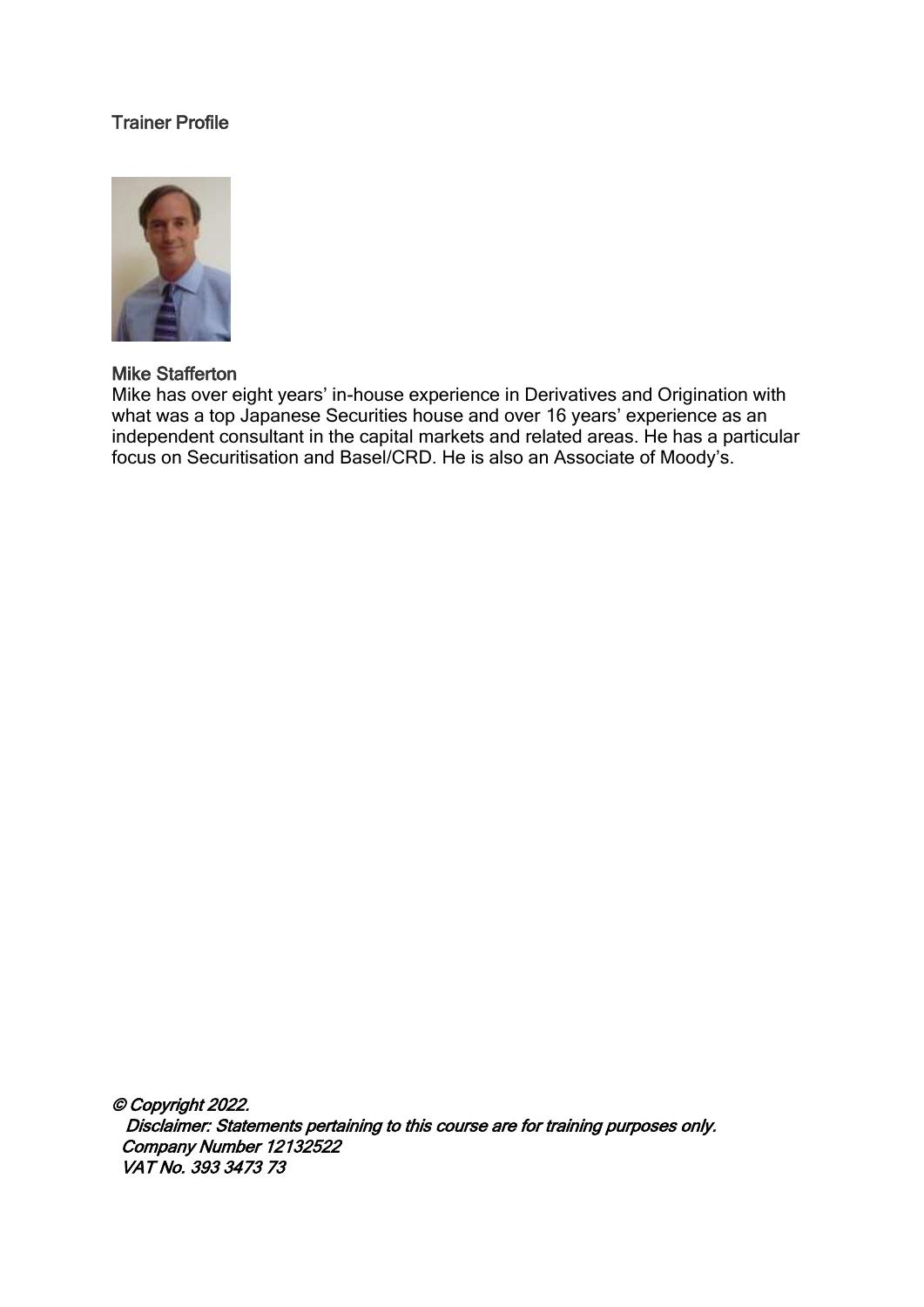## Trainer Profile

### Mike Stafferton

Mike has over eight years' in-house experience in Derivatives and Origination with what was a top Japanese Securities house and over 16 years' experience as an independent consultant in the capital markets and related areas. He has a particular focus on Securitisation and Basel/CRD. He is also an Associate of Moody's.

*© Copyright 2022.*
*Disclaimer: Statements pertaining to this course are for training purposes only.*
*Company Number 12132522*
*VAT No. 393 3473 73*